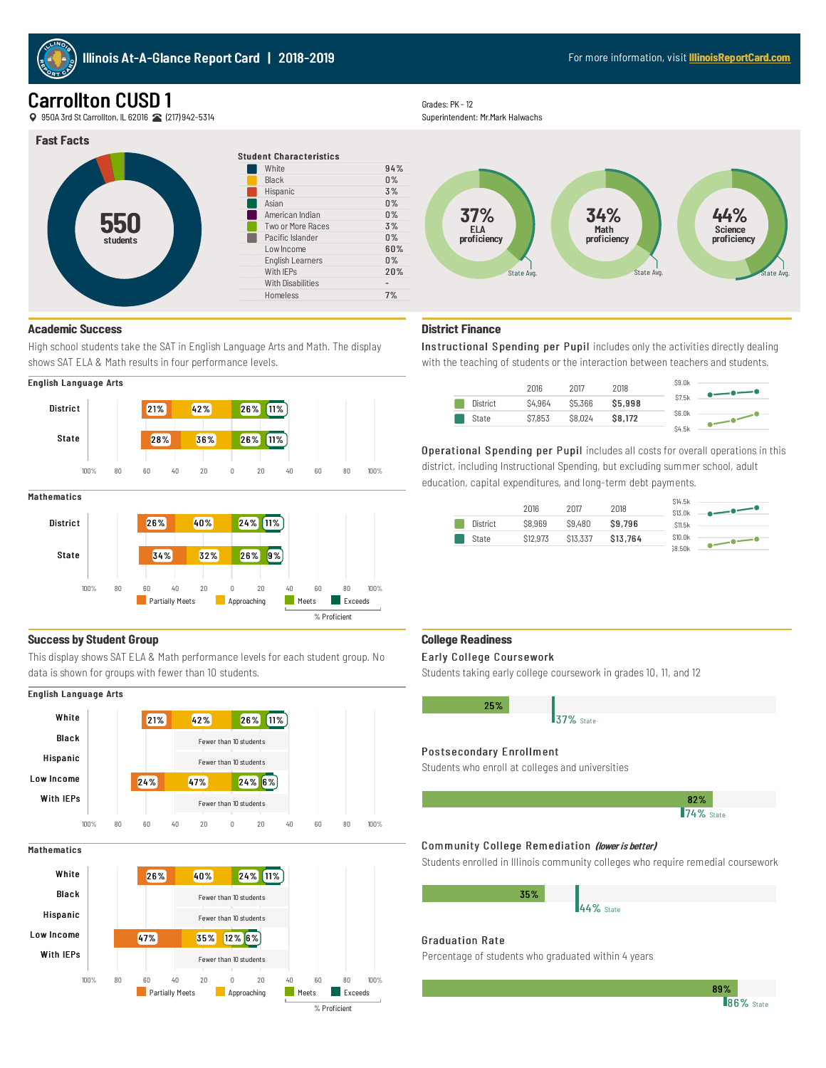# Illinois At-A-Glance Report Card | 2018-2019

For more information, visit IllinoisReportCard.com

# Carrollton CUSD 1

950A 3rd St Carrollton, IL 62016 (217)942-5314

Grades: PK - 12
Superintendent: Mr.Mark Halwachs

## Fast Facts

550 students

**Student Characteristics**

| Characteristic | % |
|---|---|
| White | 94% |
| Black | 0% |
| Hispanic | 3% |
| Asian | 0% |
| American Indian | 0% |
| Two or More Races | 3% |
| Pacific Islander | 0% |
| Low Income | 60% |
| English Learners | 0% |
| With IEPs | 20% |
| With Disabilities | - |
| Homeless | 7% |

37% ELA proficiency (State Avg.)
34% Math proficiency (State Avg.)
44% Science proficiency (State Avg.)

## Academic Success

High school students take the SAT in English Language Arts and Math. The display shows SAT ELA & Math results in four performance levels.

**English Language Arts**

| | Partially Meets | Approaching | Meets | Exceeds |
|---|---|---|---|---|
| District | 21% | 42% | 26% | 11% |
| State | 28% | 36% | 26% | 11% |

**Mathematics**

| | Partially Meets | Approaching | Meets | Exceeds |
|---|---|---|---|---|
| District | 26% | 40% | 24% | 11% |
| State | 34% | 32% | 26% | 9% |

% Proficient = Meets + Exceeds

## District Finance

**Instructional Spending per Pupil** includes only the activities directly dealing with the teaching of students or the interaction between teachers and students.

| | 2016 | 2017 | 2018 |
|---|---|---|---|
| District | $4,964 | $5,366 | **$5,998** |
| State | $7,853 | $8,024 | **$8,172** |

**Operational Spending per Pupil** includes all costs for overall operations in this district, including Instructional Spending, but excluding summer school, adult education, capital expenditures, and long-term debt payments.

| | 2016 | 2017 | 2018 |
|---|---|---|---|
| District | $8,969 | $9,480 | **$9,796** |
| State | $12,973 | $13,337 | **$13,764** |

## Success by Student Group

This display shows SAT ELA & Math performance levels for each student group. No data is shown for groups with fewer than 10 students.

**English Language Arts**

| | Partially Meets | Approaching | Meets | Exceeds |
|---|---|---|---|---|
| White | 21% | 42% | 26% | 11% |
| Black | Fewer than 10 students | | | |
| Hispanic | Fewer than 10 students | | | |
| Low Income | 24% | 47% | 24% | 6% |
| With IEPs | Fewer than 10 students | | | |

**Mathematics**

| | Partially Meets | Approaching | Meets | Exceeds |
|---|---|---|---|---|
| White | 26% | 40% | 24% | 11% |
| Black | Fewer than 10 students | | | |
| Hispanic | Fewer than 10 students | | | |
| Low Income | 47% | 35% | 12% | 6% |
| With IEPs | Fewer than 10 students | | | |

## College Readiness

**Early College Coursework**

Students taking early college coursework in grades 10, 11, and 12

District: 25% | State: 37%

**Postsecondary Enrollment**

Students who enroll at colleges and universities

District: 82% | State: 74%

**Community College Remediation** *(lower is better)*

Students enrolled in Illinois community colleges who require remedial coursework

District: 35% | State: 44%

**Graduation Rate**

Percentage of students who graduated within 4 years

District: 89% | State: 86%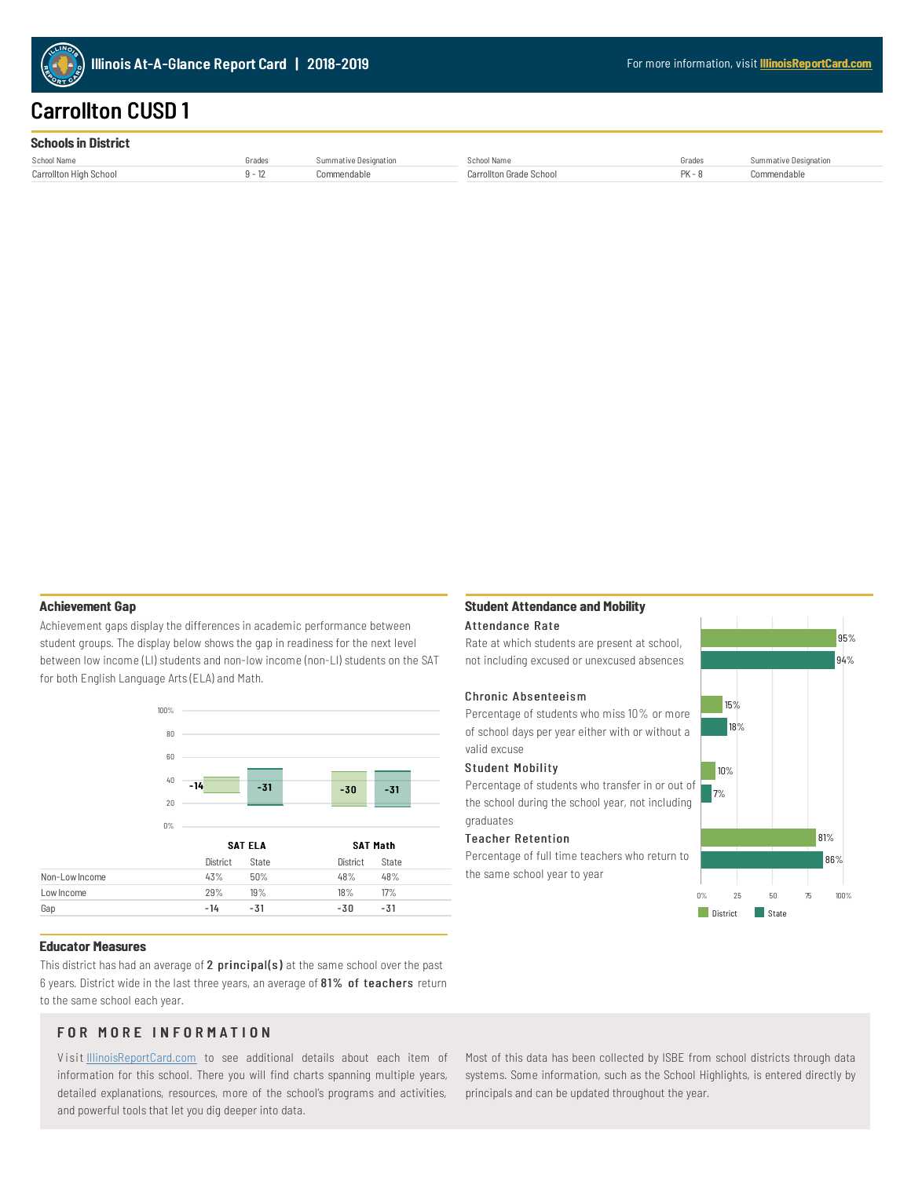# Carrollton CUSD 1

Illinois At-A-Glance Report Card | 2018-2019

For more information, visit IllinoisReportCard.com

### Schools in District

| School Name | Grades | Summative Designation |
|---|---|---|
| Carrollton High School | 9 - 12 | Commendable |
| Carrollton Grade School | PK - 8 | Commendable |

### Achievement Gap

Achievement gaps display the differences in academic performance between student groups. The display below shows the gap in readiness for the next level between low income (LI) students and non-low income (non-LI) students on the SAT for both English Language Arts (ELA) and Math.

100%
80
60
40
20
0%
-14
-31
-30
-31

| | SAT ELA | | SAT Math | |
|---|---|---|---|---|
| | District | State | District | State |
| Non-Low Income | 43% | 50% | 48% | 48% |
| Low Income | 29% | 19% | 18% | 17% |
| Gap | -14 | -31 | -30 | -31 |

### Student Attendance and Mobility

**Attendance Rate**
Rate at which students are present at school, not including excused or unexcused absences

95%
94%

**Chronic Absenteeism**
Percentage of students who miss 10% or more of school days per year either with or without a valid excuse

15%
18%

**Student Mobility**
Percentage of students who transfer in or out of the school during the school year, not including graduates

10%
7%

**Teacher Retention**
Percentage of full time teachers who return to the same school year to year

81%
86%

0% 25 50 75 100%

District State

### Educator Measures

This district has had an average of **2 principal(s)** at the same school over the past 6 years. District wide in the last three years, an average of **81% of teachers** return to the same school each year.

## FOR MORE INFORMATION

Visit IllinoisReportCard.com to see additional details about each item of information for this school. There you will find charts spanning multiple years, detailed explanations, resources, more of the school's programs and activities, and powerful tools that let you dig deeper into data.

Most of this data has been collected by ISBE from school districts through data systems. Some information, such as the School Highlights, is entered directly by principals and can be updated throughout the year.